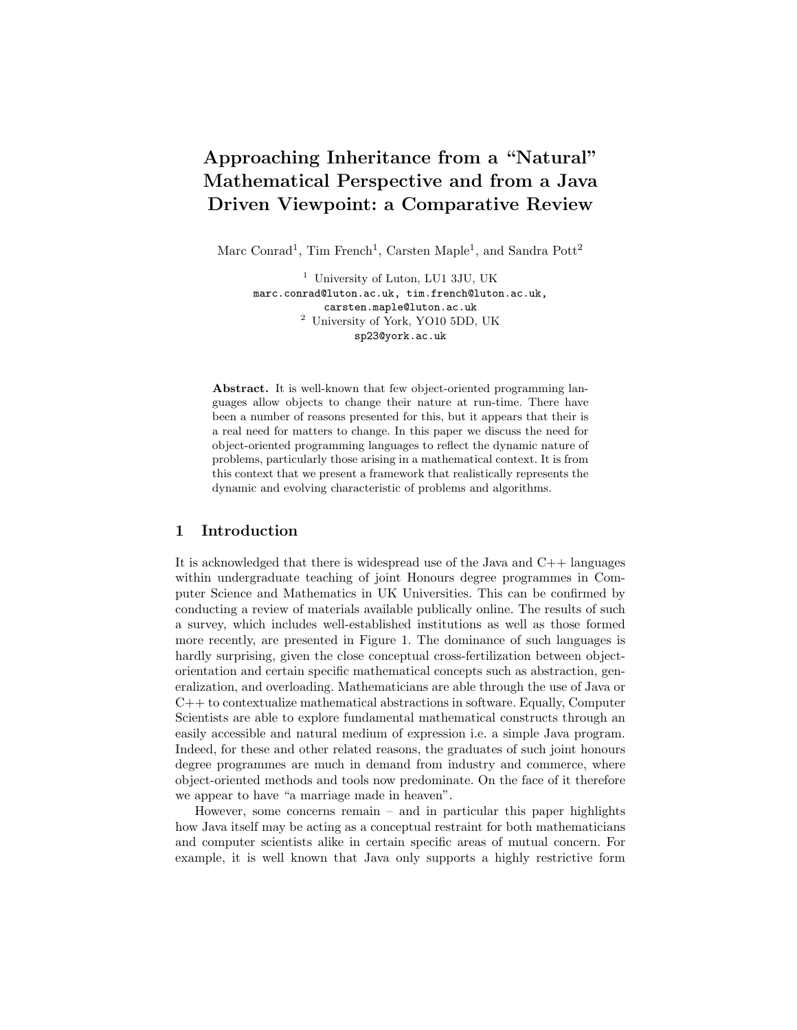# Approaching Inheritance from a "Natural" Mathematical Perspective and from a Java Driven Viewpoint: a Comparative Review

Marc Conrad[1], Tim French[1], Carsten Maple[1], and Sandra Pott[2]

[1] University of Luton, LU1 3JU, UK
marc.conrad@luton.ac.uk, tim.french@luton.ac.uk, carsten.maple@luton.ac.uk

[2] University of York, YO10 5DD, UK
sp23@york.ac.uk

**Abstract.** It is well-known that few object-oriented programming languages allow objects to change their nature at run-time. There have been a number of reasons presented for this, but it appears that their is a real need for matters to change. In this paper we discuss the need for object-oriented programming languages to reflect the dynamic nature of problems, particularly those arising in a mathematical context. It is from this context that we present a framework that realistically represents the dynamic and evolving characteristic of problems and algorithms.

## 1 Introduction

It is acknowledged that there is widespread use of the Java and C++ languages within undergraduate teaching of joint Honours degree programmes in Computer Science and Mathematics in UK Universities. This can be confirmed by conducting a review of materials available publically online. The results of such a survey, which includes well-established institutions as well as those formed more recently, are presented in Figure 1. The dominance of such languages is hardly surprising, given the close conceptual cross-fertilization between object-orientation and certain specific mathematical concepts such as abstraction, generalization, and overloading. Mathematicians are able through the use of Java or C++ to contextualize mathematical abstractions in software. Equally, Computer Scientists are able to explore fundamental mathematical constructs through an easily accessible and natural medium of expression i.e. a simple Java program. Indeed, for these and other related reasons, the graduates of such joint honours degree programmes are much in demand from industry and commerce, where object-oriented methods and tools now predominate. On the face of it therefore we appear to have "a marriage made in heaven".

However, some concerns remain – and in particular this paper highlights how Java itself may be acting as a conceptual restraint for both mathematicians and computer scientists alike in certain specific areas of mutual concern. For example, it is well known that Java only supports a highly restrictive form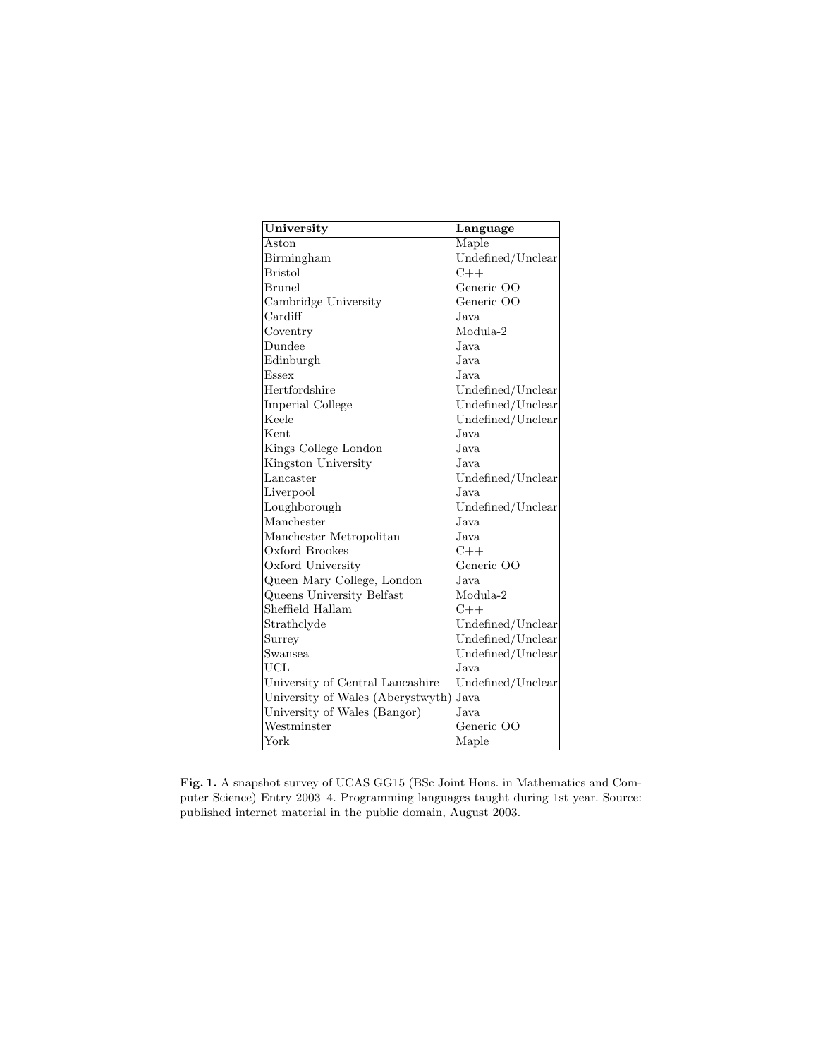| University | Language |
|---|---|
| Aston | Maple |
| Birmingham | Undefined/Unclear |
| Bristol | C++ |
| Brunel | Generic OO |
| Cambridge University | Generic OO |
| Cardiff | Java |
| Coventry | Modula-2 |
| Dundee | Java |
| Edinburgh | Java |
| Essex | Java |
| Hertfordshire | Undefined/Unclear |
| Imperial College | Undefined/Unclear |
| Keele | Undefined/Unclear |
| Kent | Java |
| Kings College London | Java |
| Kingston University | Java |
| Lancaster | Undefined/Unclear |
| Liverpool | Java |
| Loughborough | Undefined/Unclear |
| Manchester | Java |
| Manchester Metropolitan | Java |
| Oxford Brookes | C++ |
| Oxford University | Generic OO |
| Queen Mary College, London | Java |
| Queens University Belfast | Modula-2 |
| Sheffield Hallam | C++ |
| Strathclyde | Undefined/Unclear |
| Surrey | Undefined/Unclear |
| Swansea | Undefined/Unclear |
| UCL | Java |
| University of Central Lancashire | Undefined/Unclear |
| University of Wales (Aberystwyth) | Java |
| University of Wales (Bangor) | Java |
| Westminster | Generic OO |
| York | Maple |

**Fig. 1.** A snapshot survey of UCAS GG15 (BSc Joint Hons. in Mathematics and Computer Science) Entry 2003–4. Programming languages taught during 1st year. Source: published internet material in the public domain, August 2003.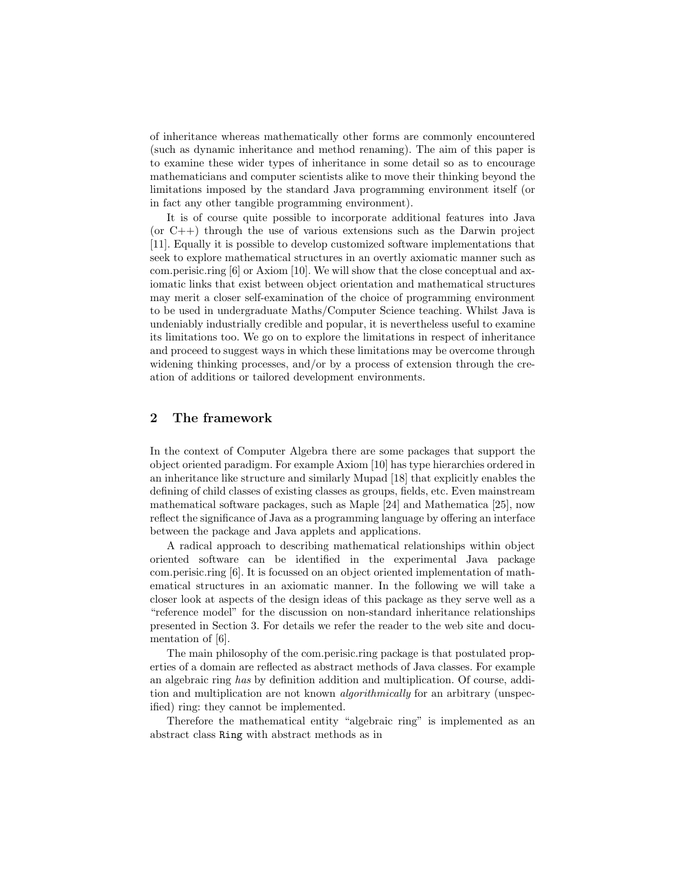of inheritance whereas mathematically other forms are commonly encountered (such as dynamic inheritance and method renaming). The aim of this paper is to examine these wider types of inheritance in some detail so as to encourage mathematicians and computer scientists alike to move their thinking beyond the limitations imposed by the standard Java programming environment itself (or in fact any other tangible programming environment).

It is of course quite possible to incorporate additional features into Java (or C++) through the use of various extensions such as the Darwin project [11]. Equally it is possible to develop customized software implementations that seek to explore mathematical structures in an overtly axiomatic manner such as com.perisic.ring [6] or Axiom [10]. We will show that the close conceptual and axiomatic links that exist between object orientation and mathematical structures may merit a closer self-examination of the choice of programming environment to be used in undergraduate Maths/Computer Science teaching. Whilst Java is undeniably industrially credible and popular, it is nevertheless useful to examine its limitations too. We go on to explore the limitations in respect of inheritance and proceed to suggest ways in which these limitations may be overcome through widening thinking processes, and/or by a process of extension through the creation of additions or tailored development environments.

## 2 The framework

In the context of Computer Algebra there are some packages that support the object oriented paradigm. For example Axiom [10] has type hierarchies ordered in an inheritance like structure and similarly Mupad [18] that explicitly enables the defining of child classes of existing classes as groups, fields, etc. Even mainstream mathematical software packages, such as Maple [24] and Mathematica [25], now reflect the significance of Java as a programming language by offering an interface between the package and Java applets and applications.

A radical approach to describing mathematical relationships within object oriented software can be identified in the experimental Java package com.perisic.ring [6]. It is focussed on an object oriented implementation of mathematical structures in an axiomatic manner. In the following we will take a closer look at aspects of the design ideas of this package as they serve well as a "reference model" for the discussion on non-standard inheritance relationships presented in Section 3. For details we refer the reader to the web site and documentation of [6].

The main philosophy of the com.perisic.ring package is that postulated properties of a domain are reflected as abstract methods of Java classes. For example an algebraic ring *has* by definition addition and multiplication. Of course, addition and multiplication are not known *algorithmically* for an arbitrary (unspecified) ring: they cannot be implemented.

Therefore the mathematical entity "algebraic ring" is implemented as an abstract class `Ring` with abstract methods as in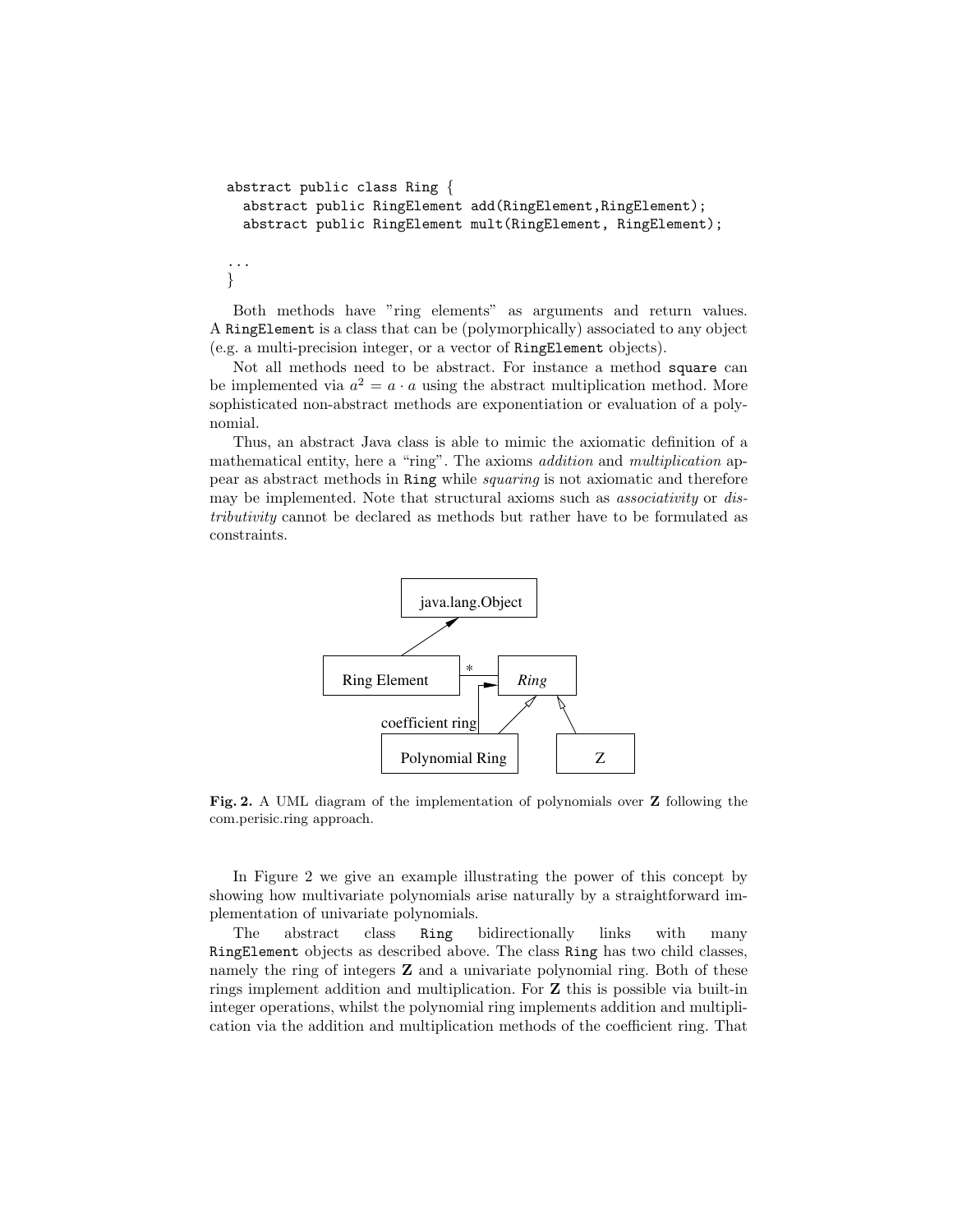```
abstract public class Ring {
  abstract public RingElement add(RingElement,RingElement);
  abstract public RingElement mult(RingElement, RingElement);

...
}
```

Both methods have "ring elements" as arguments and return values. A `RingElement` is a class that can be (polymorphically) associated to any object (e.g. a multi-precision integer, or a vector of `RingElement` objects).

Not all methods need to be abstract. For instance a method `square` can be implemented via $a^2 = a \cdot a$ using the abstract multiplication method. More sophisticated non-abstract methods are exponentiation or evaluation of a polynomial.

Thus, an abstract Java class is able to mimic the axiomatic definition of a mathematical entity, here a "ring". The axioms *addition* and *multiplication* appear as abstract methods in `Ring` while *squaring* is not axiomatic and therefore may be implemented. Note that structural axioms such as *associativity* or *distributivity* cannot be declared as methods but rather have to be formulated as constraints.

**Fig. 2.** A UML diagram of the implementation of polynomials over **Z** following the com.perisic.ring approach.

In Figure 2 we give an example illustrating the power of this concept by showing how multivariate polynomials arise naturally by a straightforward implementation of univariate polynomials.

The abstract class `Ring` bidirectionally links with many `RingElement` objects as described above. The class `Ring` has two child classes, namely the ring of integers **Z** and a univariate polynomial ring. Both of these rings implement addition and multiplication. For **Z** this is possible via built-in integer operations, whilst the polynomial ring implements addition and multiplication via the addition and multiplication methods of the coefficient ring. That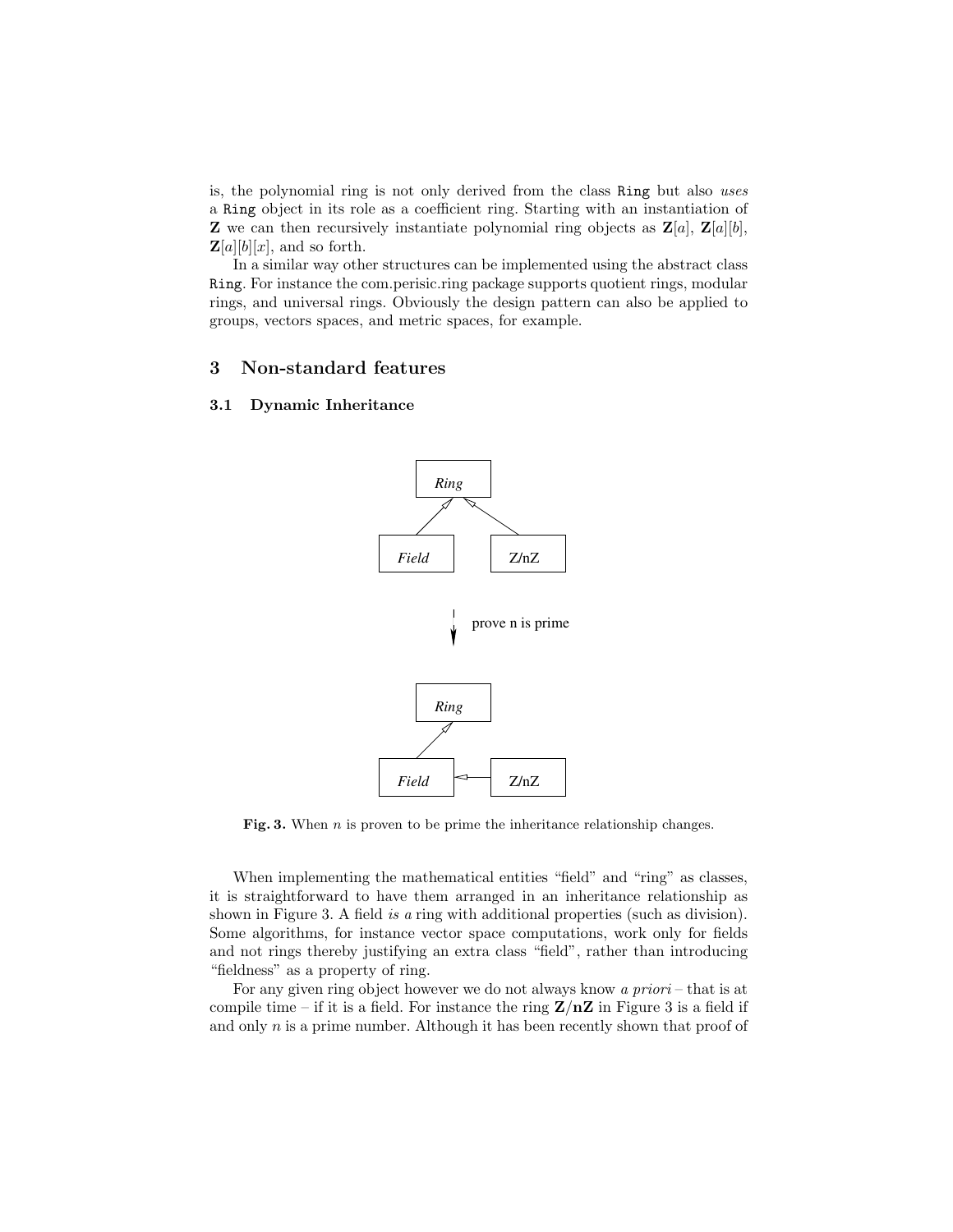is, the polynomial ring is not only derived from the class `Ring` but also *uses* a `Ring` object in its role as a coefficient ring. Starting with an instantiation of $\mathbf{Z}$ we can then recursively instantiate polynomial ring objects as $\mathbf{Z}[a]$, $\mathbf{Z}[a][b]$, $\mathbf{Z}[a][b][x]$, and so forth.

In a similar way other structures can be implemented using the abstract class `Ring`. For instance the com.perisic.ring package supports quotient rings, modular rings, and universal rings. Obviously the design pattern can also be applied to groups, vectors spaces, and metric spaces, for example.

## 3 Non-standard features

### 3.1 Dynamic Inheritance

**Fig. 3.** When $n$ is proven to be prime the inheritance relationship changes.

When implementing the mathematical entities "field" and "ring" as classes, it is straightforward to have them arranged in an inheritance relationship as shown in Figure 3. A field *is a* ring with additional properties (such as division). Some algorithms, for instance vector space computations, work only for fields and not rings thereby justifying an extra class "field", rather than introducing "fieldness" as a property of ring.

For any given ring object however we do not always know *a priori* – that is at compile time – if it is a field. For instance the ring $\mathbf{Z/nZ}$ in Figure 3 is a field if and only $n$ is a prime number. Although it has been recently shown that proof of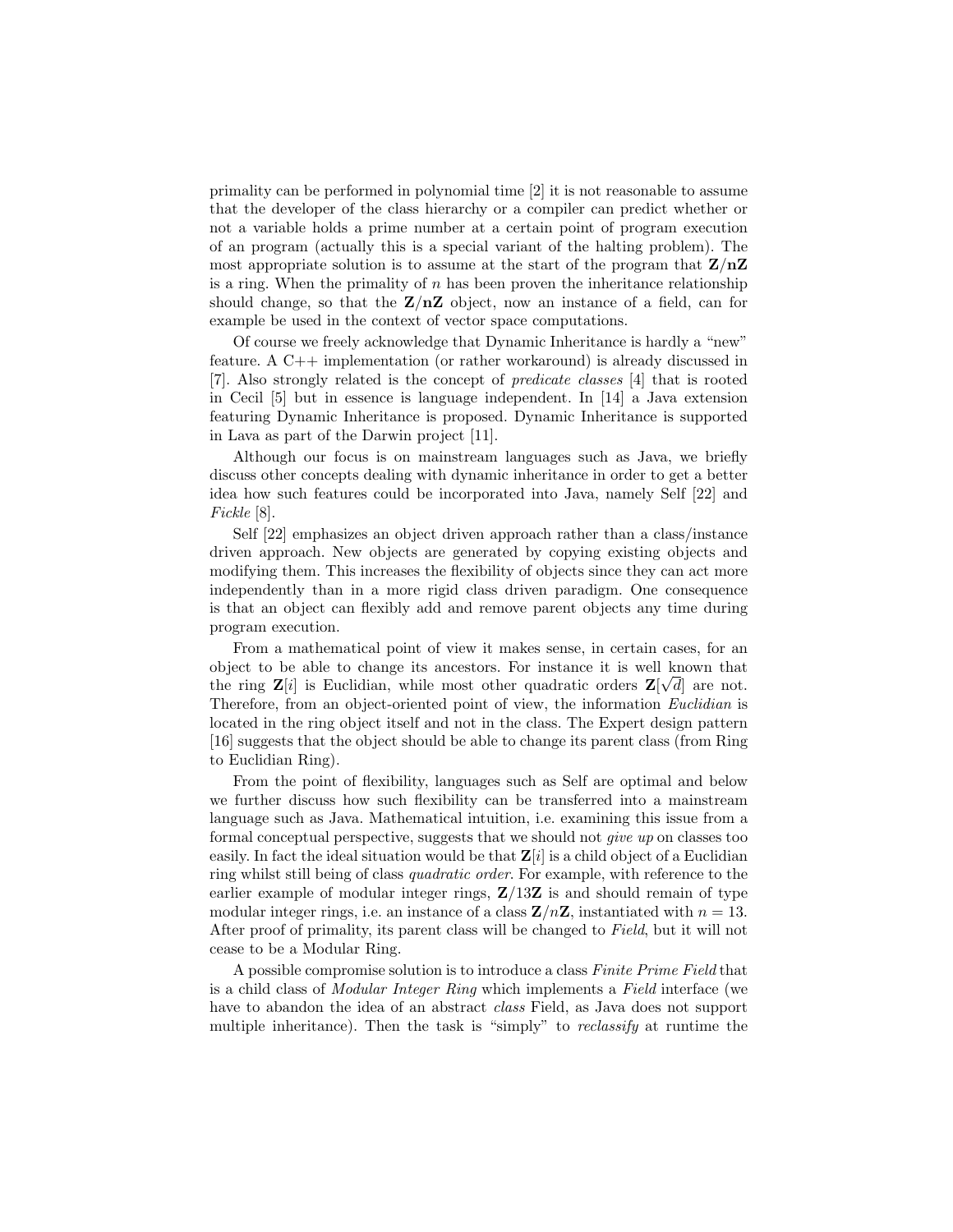primality can be performed in polynomial time [2] it is not reasonable to assume that the developer of the class hierarchy or a compiler can predict whether or not a variable holds a prime number at a certain point of program execution of an program (actually this is a special variant of the halting problem). The most appropriate solution is to assume at the start of the program that $\mathbf{Z}/\mathbf{nZ}$ is a ring. When the primality of $n$ has been proven the inheritance relationship should change, so that the $\mathbf{Z}/\mathbf{nZ}$ object, now an instance of a field, can for example be used in the context of vector space computations.

Of course we freely acknowledge that Dynamic Inheritance is hardly a "new" feature. A C++ implementation (or rather workaround) is already discussed in [7]. Also strongly related is the concept of *predicate classes* [4] that is rooted in Cecil [5] but in essence is language independent. In [14] a Java extension featuring Dynamic Inheritance is proposed. Dynamic Inheritance is supported in Lava as part of the Darwin project [11].

Although our focus is on mainstream languages such as Java, we briefly discuss other concepts dealing with dynamic inheritance in order to get a better idea how such features could be incorporated into Java, namely Self [22] and *Fickle* [8].

Self [22] emphasizes an object driven approach rather than a class/instance driven approach. New objects are generated by copying existing objects and modifying them. This increases the flexibility of objects since they can act more independently than in a more rigid class driven paradigm. One consequence is that an object can flexibly add and remove parent objects any time during program execution.

From a mathematical point of view it makes sense, in certain cases, for an object to be able to change its ancestors. For instance it is well known that the ring $\mathbf{Z}[i]$ is Euclidian, while most other quadratic orders $\mathbf{Z}[\sqrt{d}]$ are not. Therefore, from an object-oriented point of view, the information *Euclidian* is located in the ring object itself and not in the class. The Expert design pattern [16] suggests that the object should be able to change its parent class (from Ring to Euclidian Ring).

From the point of flexibility, languages such as Self are optimal and below we further discuss how such flexibility can be transferred into a mainstream language such as Java. Mathematical intuition, i.e. examining this issue from a formal conceptual perspective, suggests that we should not *give up* on classes too easily. In fact the ideal situation would be that $\mathbf{Z}[i]$ is a child object of a Euclidian ring whilst still being of class *quadratic order*. For example, with reference to the earlier example of modular integer rings, $\mathbf{Z}/13\mathbf{Z}$ is and should remain of type modular integer rings, i.e. an instance of a class $\mathbf{Z}/n\mathbf{Z}$, instantiated with $n = 13$. After proof of primality, its parent class will be changed to *Field*, but it will not cease to be a Modular Ring.

A possible compromise solution is to introduce a class *Finite Prime Field* that is a child class of *Modular Integer Ring* which implements a *Field* interface (we have to abandon the idea of an abstract *class* Field, as Java does not support multiple inheritance). Then the task is "simply" to *reclassify* at runtime the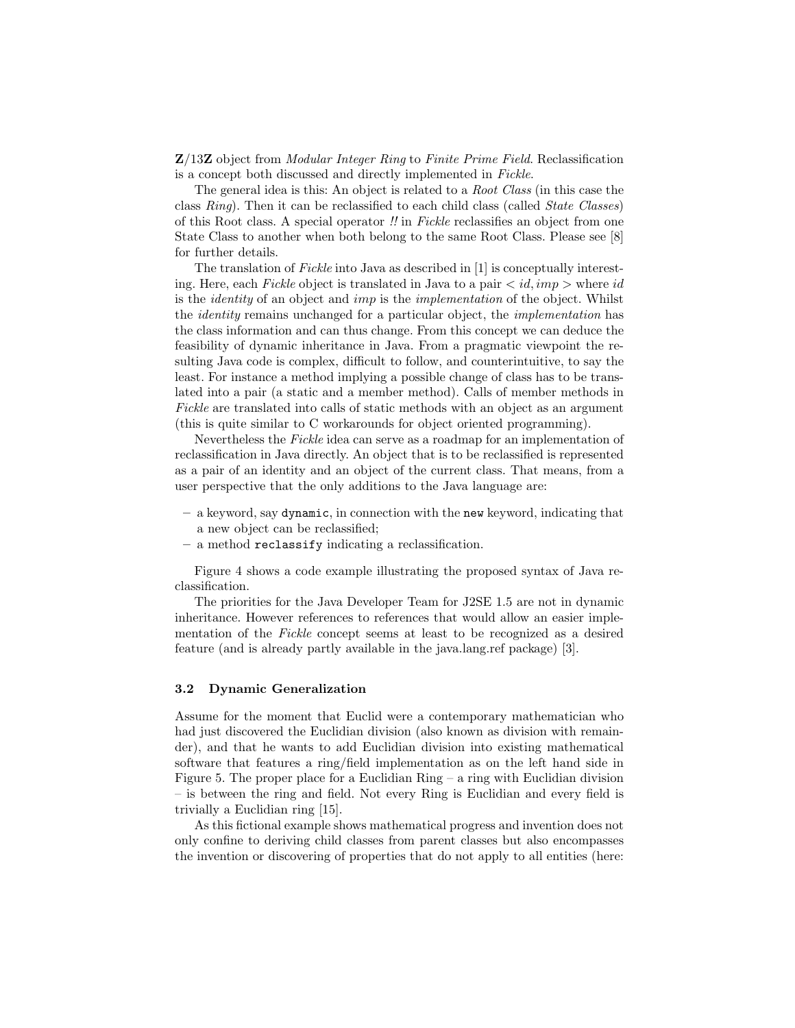**Z**/13**Z** object from *Modular Integer Ring* to *Finite Prime Field*. Reclassification is a concept both discussed and directly implemented in *Fickle*.

The general idea is this: An object is related to a *Root Class* (in this case the class *Ring*). Then it can be reclassified to each child class (called *State Classes*) of this Root class. A special operator *!!* in *Fickle* reclassifies an object from one State Class to another when both belong to the same Root Class. Please see [8] for further details.

The translation of *Fickle* into Java as described in [1] is conceptually interesting. Here, each *Fickle* object is translated in Java to a pair $< id, imp >$ where $id$ is the *identity* of an object and $imp$ is the *implementation* of the object. Whilst the *identity* remains unchanged for a particular object, the *implementation* has the class information and can thus change. From this concept we can deduce the feasibility of dynamic inheritance in Java. From a pragmatic viewpoint the resulting Java code is complex, difficult to follow, and counterintuitive, to say the least. For instance a method implying a possible change of class has to be translated into a pair (a static and a member method). Calls of member methods in *Fickle* are translated into calls of static methods with an object as an argument (this is quite similar to C workarounds for object oriented programming).

Nevertheless the *Fickle* idea can serve as a roadmap for an implementation of reclassification in Java directly. An object that is to be reclassified is represented as a pair of an identity and an object of the current class. That means, from a user perspective that the only additions to the Java language are:

- a keyword, say `dynamic`, in connection with the `new` keyword, indicating that a new object can be reclassified;
- a method `reclassify` indicating a reclassification.

Figure 4 shows a code example illustrating the proposed syntax of Java reclassification.

The priorities for the Java Developer Team for J2SE 1.5 are not in dynamic inheritance. However references to references that would allow an easier implementation of the *Fickle* concept seems at least to be recognized as a desired feature (and is already partly available in the java.lang.ref package) [3].

### 3.2 Dynamic Generalization

Assume for the moment that Euclid were a contemporary mathematician who had just discovered the Euclidian division (also known as division with remainder), and that he wants to add Euclidian division into existing mathematical software that features a ring/field implementation as on the left hand side in Figure 5. The proper place for a Euclidian Ring – a ring with Euclidian division – is between the ring and field. Not every Ring is Euclidian and every field is trivially a Euclidian ring [15].

As this fictional example shows mathematical progress and invention does not only confine to deriving child classes from parent classes but also encompasses the invention or discovering of properties that do not apply to all entities (here: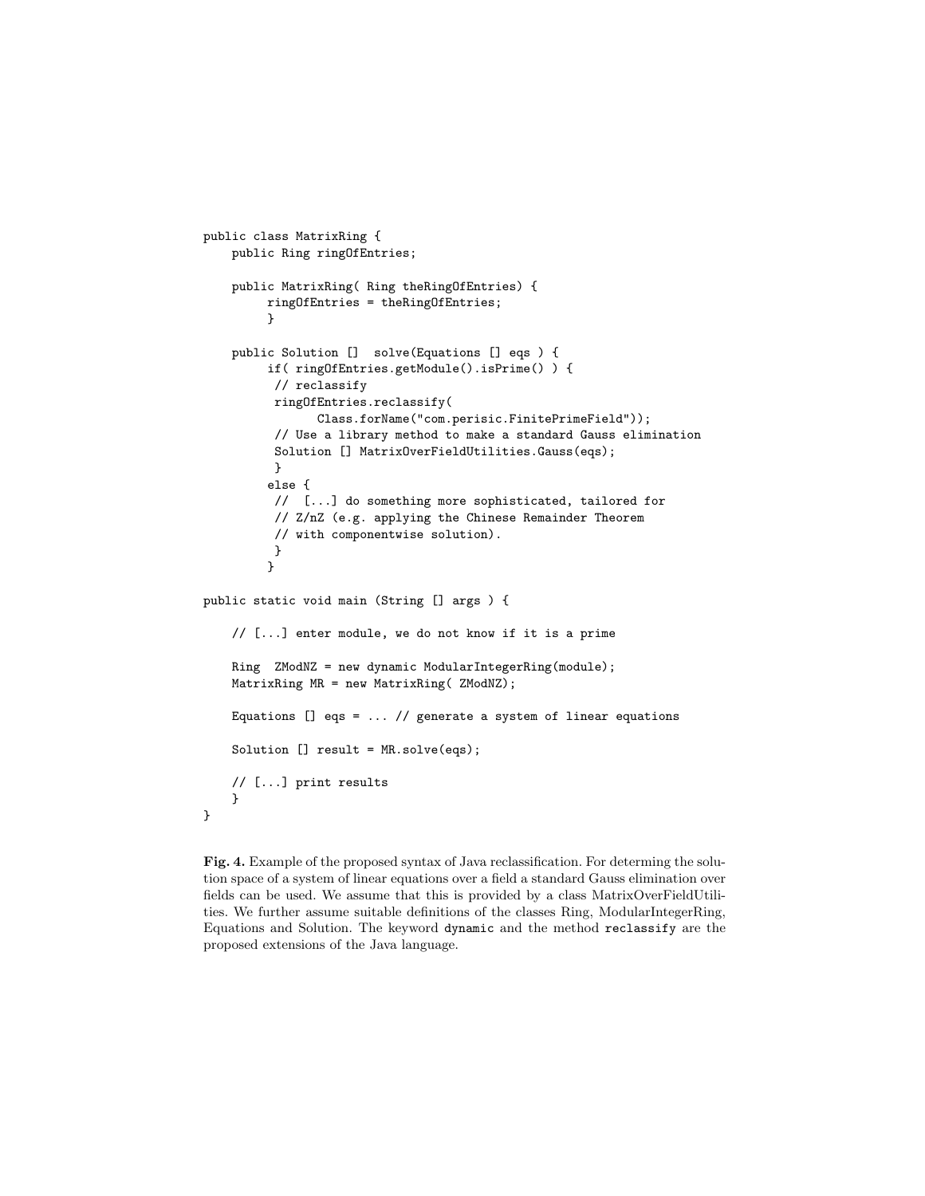```
public class MatrixRing {
    public Ring ringOfEntries;

    public MatrixRing( Ring theRingOfEntries) {
         ringOfEntries = theRingOfEntries;
         }

    public Solution []  solve(Equations [] eqs ) {
         if( ringOfEntries.getModule().isPrime() ) {
          // reclassify
          ringOfEntries.reclassify(
                Class.forName("com.perisic.FinitePrimeField"));
          // Use a library method to make a standard Gauss elimination
          Solution [] MatrixOverFieldUtilities.Gauss(eqs);
          }
         else {
          //  [...] do something more sophisticated, tailored for
          // Z/nZ (e.g. applying the Chinese Remainder Theorem
          // with componentwise solution).
          }
         }

public static void main (String [] args ) {

    // [...] enter module, we do not know if it is a prime

    Ring  ZModNZ = new dynamic ModularIntegerRing(module);
    MatrixRing MR = new MatrixRing( ZModNZ);

    Equations [] eqs = ... // generate a system of linear equations

    Solution [] result = MR.solve(eqs);

    // [...] print results
    }
}
```

**Fig. 4.** Example of the proposed syntax of Java reclassification. For determing the solution space of a system of linear equations over a field a standard Gauss elimination over fields can be used. We assume that this is provided by a class MatrixOverFieldUtilities. We further assume suitable definitions of the classes Ring, ModularIntegerRing, Equations and Solution. The keyword `dynamic` and the method `reclassify` are the proposed extensions of the Java language.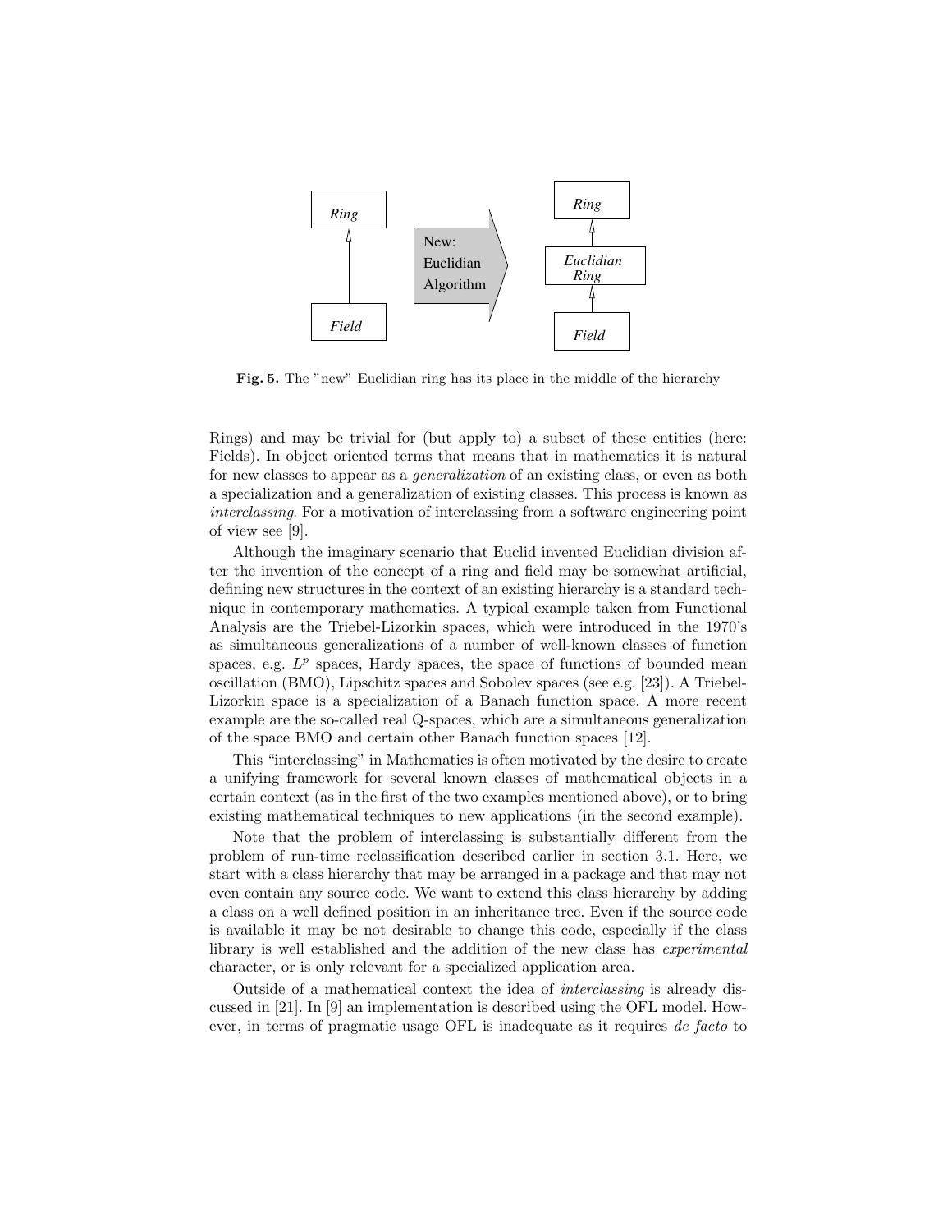**Fig. 5.** The "new" Euclidian ring has its place in the middle of the hierarchy

Rings) and may be trivial for (but apply to) a subset of these entities (here: Fields). In object oriented terms that means that in mathematics it is natural for new classes to appear as a *generalization* of an existing class, or even as both a specialization and a generalization of existing classes. This process is known as *interclassing*. For a motivation of interclassing from a software engineering point of view see [9].

Although the imaginary scenario that Euclid invented Euclidian division after the invention of the concept of a ring and field may be somewhat artificial, defining new structures in the context of an existing hierarchy is a standard technique in contemporary mathematics. A typical example taken from Functional Analysis are the Triebel-Lizorkin spaces, which were introduced in the 1970's as simultaneous generalizations of a number of well-known classes of function spaces, e.g. $L^p$ spaces, Hardy spaces, the space of functions of bounded mean oscillation (BMO), Lipschitz spaces and Sobolev spaces (see e.g. [23]). A Triebel-Lizorkin space is a specialization of a Banach function space. A more recent example are the so-called real Q-spaces, which are a simultaneous generalization of the space BMO and certain other Banach function spaces [12].

This "interclassing" in Mathematics is often motivated by the desire to create a unifying framework for several known classes of mathematical objects in a certain context (as in the first of the two examples mentioned above), or to bring existing mathematical techniques to new applications (in the second example).

Note that the problem of interclassing is substantially different from the problem of run-time reclassification described earlier in section 3.1. Here, we start with a class hierarchy that may be arranged in a package and that may not even contain any source code. We want to extend this class hierarchy by adding a class on a well defined position in an inheritance tree. Even if the source code is available it may be not desirable to change this code, especially if the class library is well established and the addition of the new class has *experimental* character, or is only relevant for a specialized application area.

Outside of a mathematical context the idea of *interclassing* is already discussed in [21]. In [9] an implementation is described using the OFL model. However, in terms of pragmatic usage OFL is inadequate as it requires *de facto* to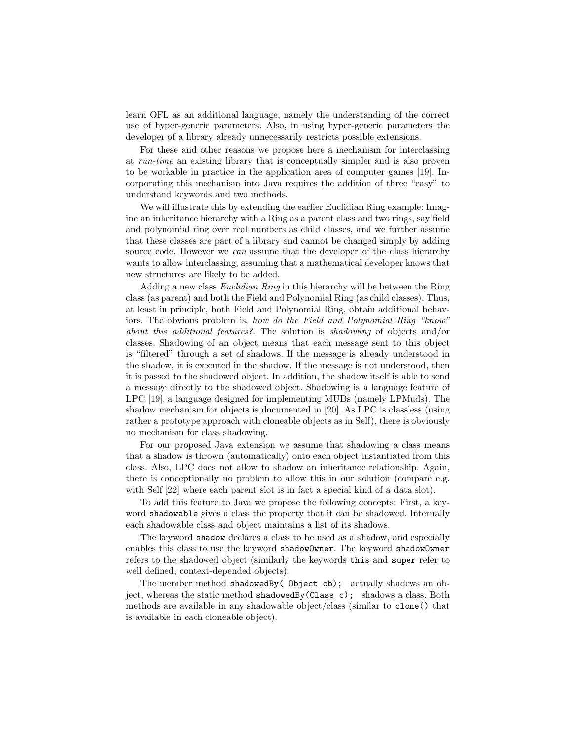learn OFL as an additional language, namely the understanding of the correct use of hyper-generic parameters. Also, in using hyper-generic parameters the developer of a library already unnecessarily restricts possible extensions.

For these and other reasons we propose here a mechanism for interclassing at *run-time* an existing library that is conceptually simpler and is also proven to be workable in practice in the application area of computer games [19]. Incorporating this mechanism into Java requires the addition of three "easy" to understand keywords and two methods.

We will illustrate this by extending the earlier Euclidian Ring example: Imagine an inheritance hierarchy with a Ring as a parent class and two rings, say field and polynomial ring over real numbers as child classes, and we further assume that these classes are part of a library and cannot be changed simply by adding source code. However we *can* assume that the developer of the class hierarchy wants to allow interclassing, assuming that a mathematical developer knows that new structures are likely to be added.

Adding a new class *Euclidian Ring* in this hierarchy will be between the Ring class (as parent) and both the Field and Polynomial Ring (as child classes). Thus, at least in principle, both Field and Polynomial Ring, obtain additional behaviors. The obvious problem is, *how do the Field and Polynomial Ring "know" about this additional features?*. The solution is *shadowing* of objects and/or classes. Shadowing of an object means that each message sent to this object is "filtered" through a set of shadows. If the message is already understood in the shadow, it is executed in the shadow. If the message is not understood, then it is passed to the shadowed object. In addition, the shadow itself is able to send a message directly to the shadowed object. Shadowing is a language feature of LPC [19], a language designed for implementing MUDs (namely LPMuds). The shadow mechanism for objects is documented in [20]. As LPC is classless (using rather a prototype approach with cloneable objects as in Self), there is obviously no mechanism for class shadowing.

For our proposed Java extension we assume that shadowing a class means that a shadow is thrown (automatically) onto each object instantiated from this class. Also, LPC does not allow to shadow an inheritance relationship. Again, there is conceptionally no problem to allow this in our solution (compare e.g. with Self [22] where each parent slot is in fact a special kind of a data slot).

To add this feature to Java we propose the following concepts: First, a keyword `shadowable` gives a class the property that it can be shadowed. Internally each shadowable class and object maintains a list of its shadows.

The keyword `shadow` declares a class to be used as a shadow, and especially enables this class to use the keyword `shadowOwner`. The keyword `shadowOwner` refers to the shadowed object (similarly the keywords `this` and `super` refer to well defined, context-depended objects).

The member method `shadowedBy( Object ob);` actually shadows an object, whereas the static method `shadowedBy(Class c);` shadows a class. Both methods are available in any shadowable object/class (similar to `clone()` that is available in each cloneable object).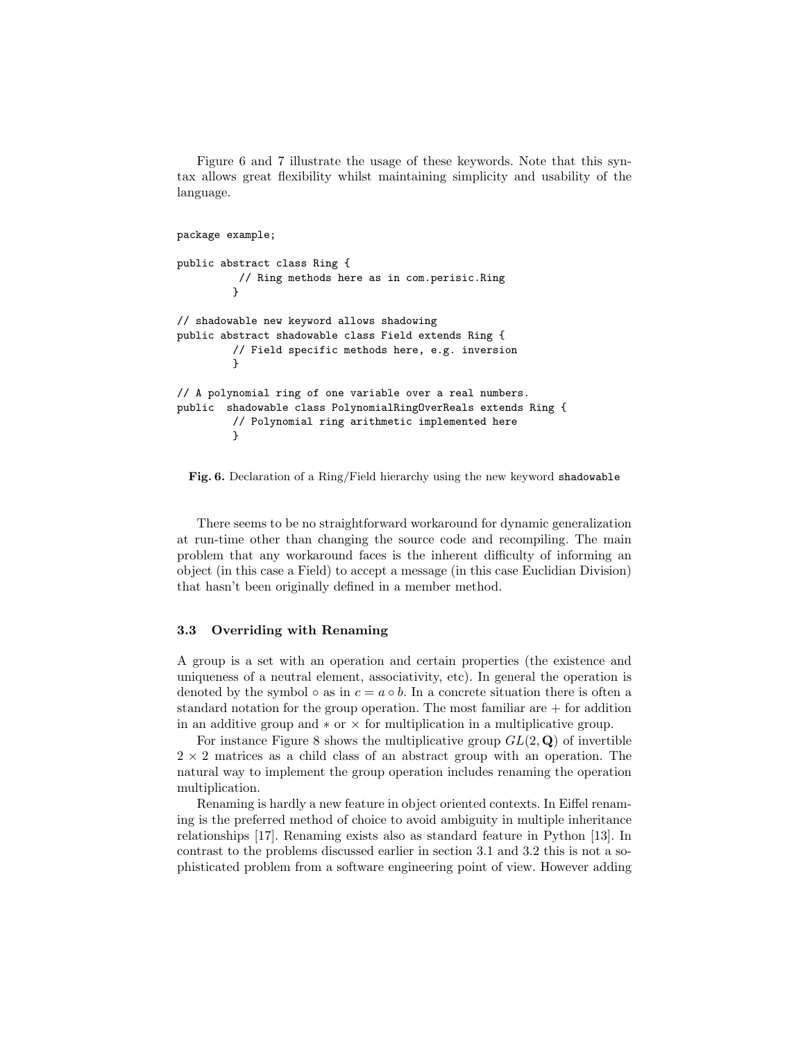Figure 6 and 7 illustrate the usage of these keywords. Note that this syntax allows great flexibility whilst maintaining simplicity and usability of the language.

```
package example;

public abstract class Ring {
          // Ring methods here as in com.perisic.Ring
         }

// shadowable new keyword allows shadowing
public abstract shadowable class Field extends Ring {
         // Field specific methods here, e.g. inversion
         }

// A polynomial ring of one variable over a real numbers.
public  shadowable class PolynomialRingOverReals extends Ring {
         // Polynomial ring arithmetic implemented here
         }
```

**Fig. 6.** Declaration of a Ring/Field hierarchy using the new keyword `shadowable`

There seems to be no straightforward workaround for dynamic generalization at run-time other than changing the source code and recompiling. The main problem that any workaround faces is the inherent difficulty of informing an object (in this case a Field) to accept a message (in this case Euclidian Division) that hasn't been originally defined in a member method.

### 3.3 Overriding with Renaming

A group is a set with an operation and certain properties (the existence and uniqueness of a neutral element, associativity, etc). In general the operation is denoted by the symbol $\circ$ as in $c = a \circ b$. In a concrete situation there is often a standard notation for the group operation. The most familiar are $+$ for addition in an additive group and $*$ or $\times$ for multiplication in a multiplicative group.

For instance Figure 8 shows the multiplicative group $GL(2, \mathbf{Q})$ of invertible $2 \times 2$ matrices as a child class of an abstract group with an operation. The natural way to implement the group operation includes renaming the operation multiplication.

Renaming is hardly a new feature in object oriented contexts. In Eiffel renaming is the preferred method of choice to avoid ambiguity in multiple inheritance relationships [17]. Renaming exists also as standard feature in Python [13]. In contrast to the problems discussed earlier in section 3.1 and 3.2 this is not a sophisticated problem from a software engineering point of view. However adding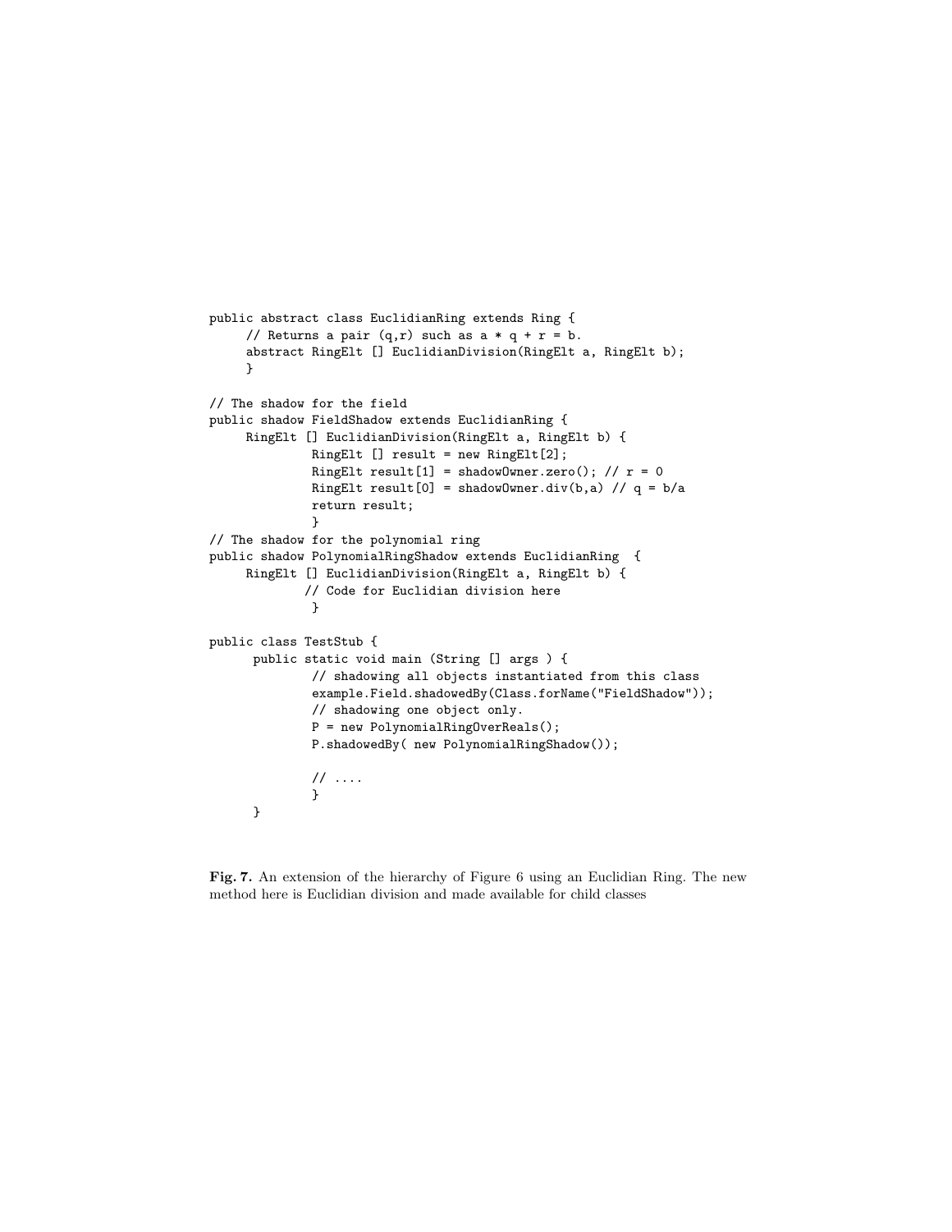```
public abstract class EuclidianRing extends Ring {
     // Returns a pair (q,r) such as a * q + r = b.
     abstract RingElt [] EuclidianDivision(RingElt a, RingElt b);
     }

// The shadow for the field
public shadow FieldShadow extends EuclidianRing {
     RingElt [] EuclidianDivision(RingElt a, RingElt b) {
              RingElt [] result = new RingElt[2];
              RingElt result[1] = shadowOwner.zero(); // r = 0
              RingElt result[0] = shadowOwner.div(b,a) // q = b/a
              return result;
              }
// The shadow for the polynomial ring
public shadow PolynomialRingShadow extends EuclidianRing  {
     RingElt [] EuclidianDivision(RingElt a, RingElt b) {
             // Code for Euclidian division here
              }

public class TestStub {
      public static void main (String [] args ) {
              // shadowing all objects instantiated from this class
              example.Field.shadowedBy(Class.forName("FieldShadow"));
              // shadowing one object only.
              P = new PolynomialRingOverReals();
              P.shadowedBy( new PolynomialRingShadow());

              // ....
              }
      }
```

**Fig. 7.** An extension of the hierarchy of Figure 6 using an Euclidian Ring. The new method here is Euclidian division and made available for child classes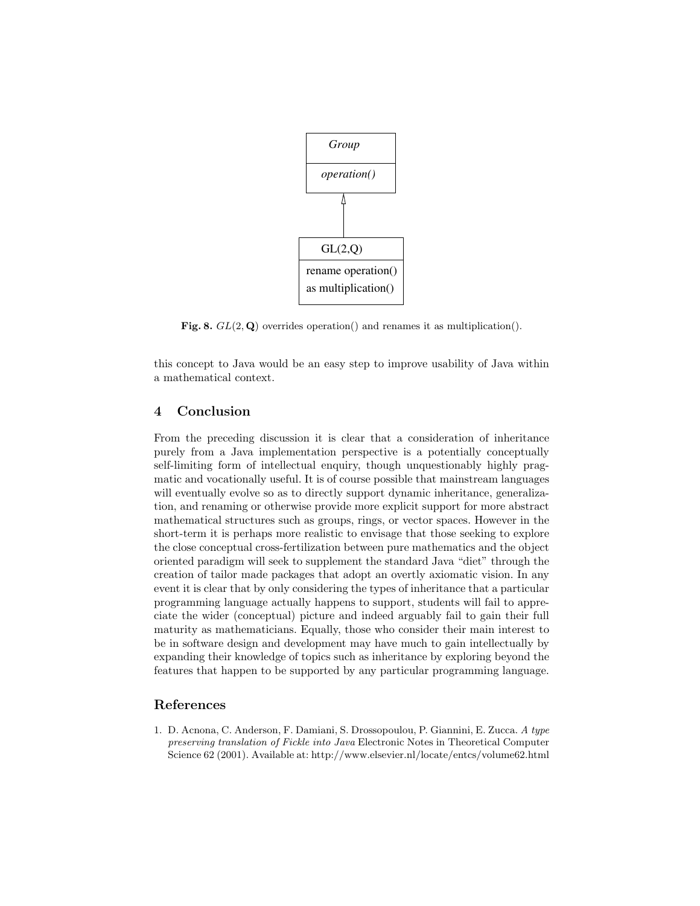Group

*operation()*

GL(2,Q)

rename operation()
as multiplication()

**Fig. 8.** $GL(2, \mathbf{Q})$ overrides operation() and renames it as multiplication().

this concept to Java would be an easy step to improve usability of Java within a mathematical context.

## 4 Conclusion

From the preceding discussion it is clear that a consideration of inheritance purely from a Java implementation perspective is a potentially conceptually self-limiting form of intellectual enquiry, though unquestionably highly pragmatic and vocationally useful. It is of course possible that mainstream languages will eventually evolve so as to directly support dynamic inheritance, generalization, and renaming or otherwise provide more explicit support for more abstract mathematical structures such as groups, rings, or vector spaces. However in the short-term it is perhaps more realistic to envisage that those seeking to explore the close conceptual cross-fertilization between pure mathematics and the object oriented paradigm will seek to supplement the standard Java "diet" through the creation of tailor made packages that adopt an overtly axiomatic vision. In any event it is clear that by only considering the types of inheritance that a particular programming language actually happens to support, students will fail to appreciate the wider (conceptual) picture and indeed arguably fail to gain their full maturity as mathematicians. Equally, those who consider their main interest to be in software design and development may have much to gain intellectually by expanding their knowledge of topics such as inheritance by exploring beyond the features that happen to be supported by any particular programming language.

## References

1. D. Acnona, C. Anderson, F. Damiani, S. Drossopoulou, P. Giannini, E. Zucca. *A type preserving translation of Fickle into Java* Electronic Notes in Theoretical Computer Science 62 (2001). Available at: http://www.elsevier.nl/locate/entcs/volume62.html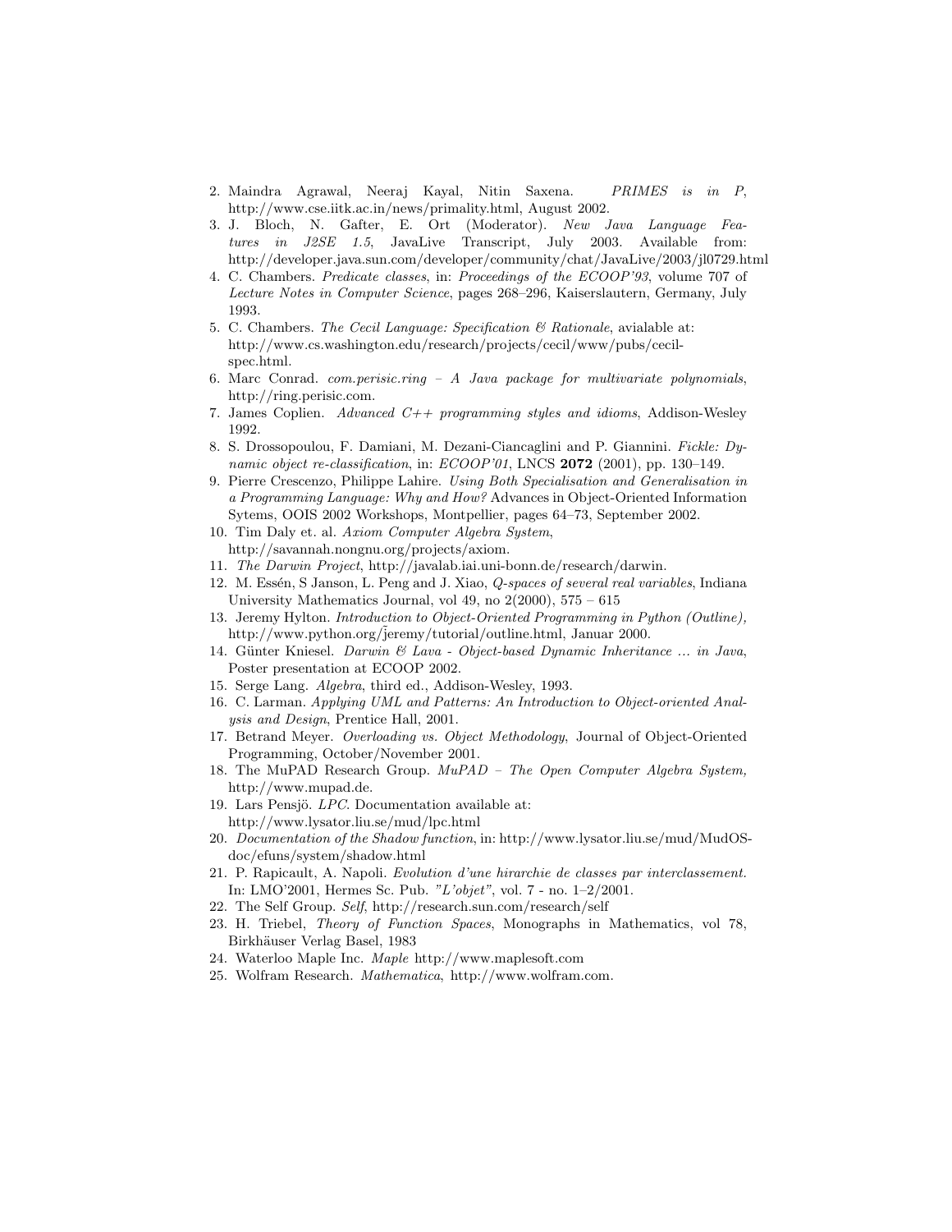2. Maindra Agrawal, Neeraj Kayal, Nitin Saxena. *PRIMES is in P*, http://www.cse.iitk.ac.in/news/primality.html, August 2002.
3. J. Bloch, N. Gafter, E. Ort (Moderator). *New Java Language Features in J2SE 1.5*, JavaLive Transcript, July 2003. Available from: http://developer.java.sun.com/developer/community/chat/JavaLive/2003/jl0729.html
4. C. Chambers. *Predicate classes*, in: *Proceedings of the ECOOP'93*, volume 707 of *Lecture Notes in Computer Science*, pages 268–296, Kaiserslautern, Germany, July 1993.
5. C. Chambers. *The Cecil Language: Specification & Rationale*, avialable at: http://www.cs.washington.edu/research/projects/cecil/www/pubs/cecil-spec.html.
6. Marc Conrad. *com.perisic.ring – A Java package for multivariate polynomials*, http://ring.perisic.com.
7. James Coplien. *Advanced C++ programming styles and idioms*, Addison-Wesley 1992.
8. S. Drossopoulou, F. Damiani, M. Dezani-Ciancaglini and P. Giannini. *Fickle: Dynamic object re-classification*, in: *ECOOP'01*, LNCS **2072** (2001), pp. 130–149.
9. Pierre Crescenzo, Philippe Lahire. *Using Both Specialisation and Generalisation in a Programming Language: Why and How?* Advances in Object-Oriented Information Sytems, OOIS 2002 Workshops, Montpellier, pages 64–73, September 2002.
10. Tim Daly et. al. *Axiom Computer Algebra System*, http://savannah.nongnu.org/projects/axiom.
11. *The Darwin Project*, http://javalab.iai.uni-bonn.de/research/darwin.
12. M. Essén, S Janson, L. Peng and J. Xiao, *Q-spaces of several real variables*, Indiana University Mathematics Journal, vol 49, no 2(2000), 575 – 615
13. Jeremy Hylton. *Introduction to Object-Oriented Programming in Python (Outline)*, http://www.python.org/~jeremy/tutorial/outline.html, Januar 2000.
14. Günter Kniesel. *Darwin & Lava - Object-based Dynamic Inheritance ... in Java*, Poster presentation at ECOOP 2002.
15. Serge Lang. *Algebra*, third ed., Addison-Wesley, 1993.
16. C. Larman. *Applying UML and Patterns: An Introduction to Object-oriented Analysis and Design*, Prentice Hall, 2001.
17. Betrand Meyer. *Overloading vs. Object Methodology*, Journal of Object-Oriented Programming, October/November 2001.
18. The MuPAD Research Group. *MuPAD – The Open Computer Algebra System*, http://www.mupad.de.
19. Lars Pensjö. *LPC*. Documentation available at: http://www.lysator.liu.se/mud/lpc.html
20. *Documentation of the Shadow function*, in: http://www.lysator.liu.se/mud/MudOS-doc/efuns/system/shadow.html
21. P. Rapicault, A. Napoli. *Evolution d'une hirarchie de classes par interclassement.* In: LMO'2001, Hermes Sc. Pub. *"L'objet"*, vol. 7 - no. 1–2/2001.
22. The Self Group. *Self*, http://research.sun.com/research/self
23. H. Triebel, *Theory of Function Spaces*, Monographs in Mathematics, vol 78, Birkhäuser Verlag Basel, 1983
24. Waterloo Maple Inc. *Maple* http://www.maplesoft.com
25. Wolfram Research. *Mathematica*, http://www.wolfram.com.